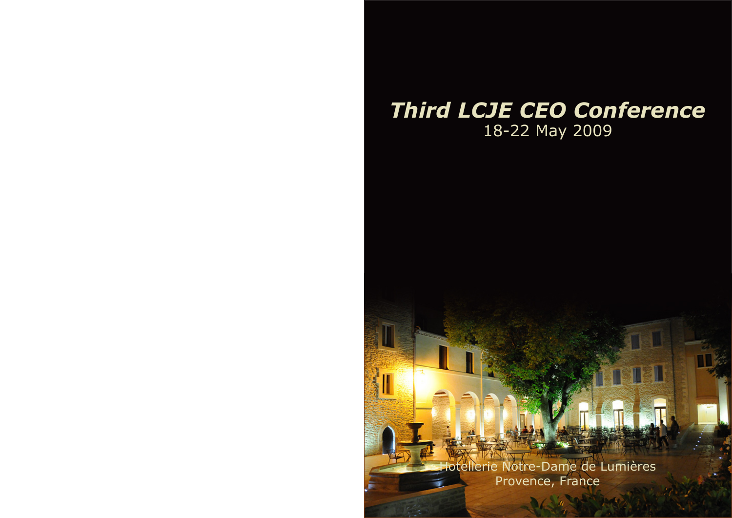# *Third LCJE CEO Conference*

18-22 May 2009

Hotellerie Notre-Dame de Lumières
Provence, France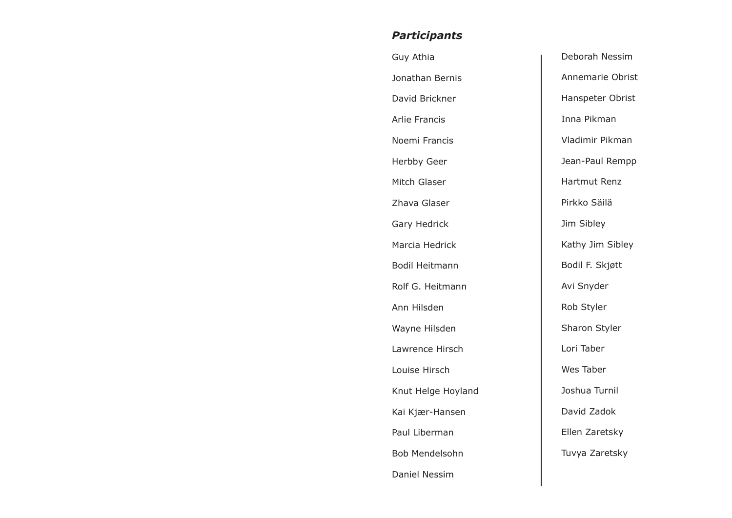***Participants***

Guy Athia

Jonathan Bernis

David Brickner

Arlie Francis

Noemi Francis

Herbby Geer

Mitch Glaser

Zhava Glaser

Gary Hedrick

Marcia Hedrick

Bodil Heitmann

Rolf G. Heitmann

Ann Hilsden

Wayne Hilsden

Lawrence Hirsch

Louise Hirsch

Knut Helge Hoyland

Kai Kjær-Hansen

Paul Liberman

Bob Mendelsohn

Daniel Nessim

Deborah Nessim

Annemarie Obrist

Hanspeter Obrist

Inna Pikman

Vladimir Pikman

Jean-Paul Rempp

Hartmut Renz

Pirkko Säilä

Jim Sibley

Kathy Jim Sibley

Bodil F. Skjøtt

Avi Snyder

Rob Styler

Sharon Styler

Lori Taber

Wes Taber

Joshua Turnil

David Zadok

Ellen Zaretsky

Tuvya Zaretsky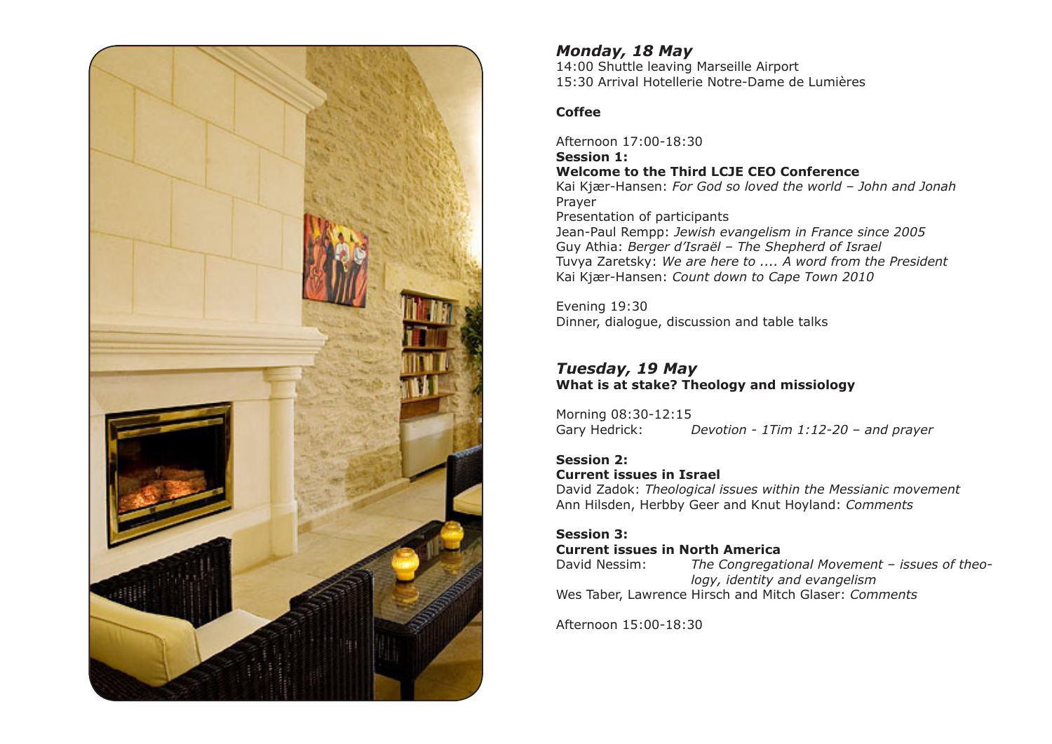## *Monday, 18 May*

14:00 Shuttle leaving Marseille Airport
15:30 Arrival Hotellerie Notre-Dame de Lumières

**Coffee**

Afternoon 17:00-18:30
**Session 1:**
**Welcome to the Third LCJE CEO Conference**
Kai Kjær-Hansen: *For God so loved the world – John and Jonah*
Prayer
Presentation of participants
Jean-Paul Rempp: *Jewish evangelism in France since 2005*
Guy Athia: *Berger d'Israël – The Shepherd of Israel*
Tuvya Zaretsky: *We are here to .... A word from the President*
Kai Kjær-Hansen: *Count down to Cape Town 2010*

Evening 19:30
Dinner, dialogue, discussion and table talks

## *Tuesday, 19 May*

**What is at stake? Theology and missiology**

Morning 08:30-12:15
Gary Hedrick: *Devotion - 1Tim 1:12-20 – and prayer*

**Session 2:**
**Current issues in Israel**
David Zadok: *Theological issues within the Messianic movement*
Ann Hilsden, Herbby Geer and Knut Hoyland: *Comments*

**Session 3:**
**Current issues in North America**
David Nessim: *The Congregational Movement – issues of theology, identity and evangelism*
Wes Taber, Lawrence Hirsch and Mitch Glaser: *Comments*

Afternoon 15:00-18:30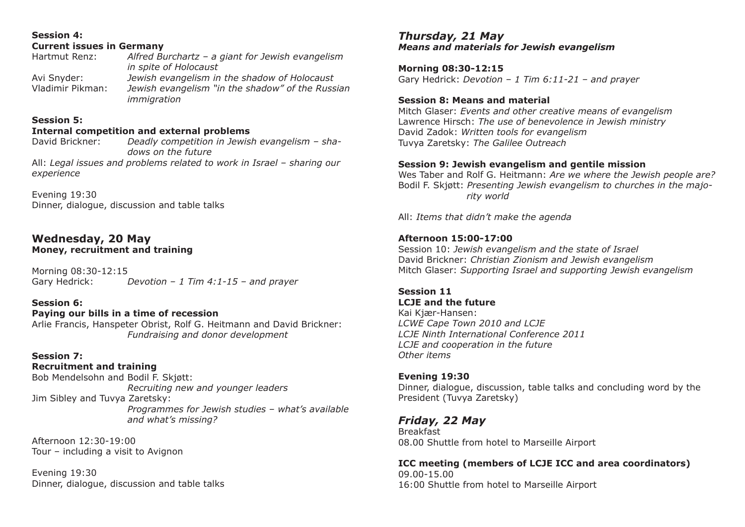**Session 4:**
**Current issues in Germany**

Hartmut Renz: *Alfred Burchartz – a giant for Jewish evangelism in spite of Holocaust*
Avi Snyder: *Jewish evangelism in the shadow of Holocaust*
Vladimir Pikman: *Jewish evangelism "in the shadow" of the Russian immigration*

**Session 5:**
**Internal competition and external problems**

David Brickner: *Deadly competition in Jewish evangelism – shadows on the future*
All: *Legal issues and problems related to work in Israel – sharing our experience*

Evening 19:30
Dinner, dialogue, discussion and table talks

## Wednesday, 20 May
**Money, recruitment and training**

Morning 08:30-12:15
Gary Hedrick: *Devotion – 1 Tim 4:1-15 – and prayer*

**Session 6:**
**Paying our bills in a time of recession**

Arlie Francis, Hanspeter Obrist, Rolf G. Heitmann and David Brickner: *Fundraising and donor development*

**Session 7:**
**Recruitment and training**

Bob Mendelsohn and Bodil F. Skjøtt: *Recruiting new and younger leaders*
Jim Sibley and Tuvya Zaretsky: *Programmes for Jewish studies – what's available and what's missing?*

Afternoon 12:30-19:00
Tour – including a visit to Avignon

Evening 19:30
Dinner, dialogue, discussion and table talks

## *Thursday, 21 May*
***Means and materials for Jewish evangelism***

**Morning 08:30-12:15**
Gary Hedrick: *Devotion – 1 Tim 6:11-21 – and prayer*

**Session 8: Means and material**

Mitch Glaser: *Events and other creative means of evangelism*
Lawrence Hirsch: *The use of benevolence in Jewish ministry*
David Zadok: *Written tools for evangelism*
Tuvya Zaretsky: *The Galilee Outreach*

**Session 9: Jewish evangelism and gentile mission**

Wes Taber and Rolf G. Heitmann: *Are we where the Jewish people are?*
Bodil F. Skjøtt: *Presenting Jewish evangelism to churches in the majority world*

All: *Items that didn't make the agenda*

**Afternoon 15:00-17:00**
Session 10: *Jewish evangelism and the state of Israel*
David Brickner: *Christian Zionism and Jewish evangelism*
Mitch Glaser: *Supporting Israel and supporting Jewish evangelism*

**Session 11**
**LCJE and the future**

Kai Kjær-Hansen:
*LCWE Cape Town 2010 and LCJE*
*LCJE Ninth International Conference 2011*
*LCJE and cooperation in the future*
*Other items*

**Evening 19:30**
Dinner, dialogue, discussion, table talks and concluding word by the President (Tuvya Zaretsky)

## *Friday, 22 May*
Breakfast
08.00 Shuttle from hotel to Marseille Airport

**ICC meeting (members of LCJE ICC and area coordinators)**
09.00-15.00
16:00 Shuttle from hotel to Marseille Airport